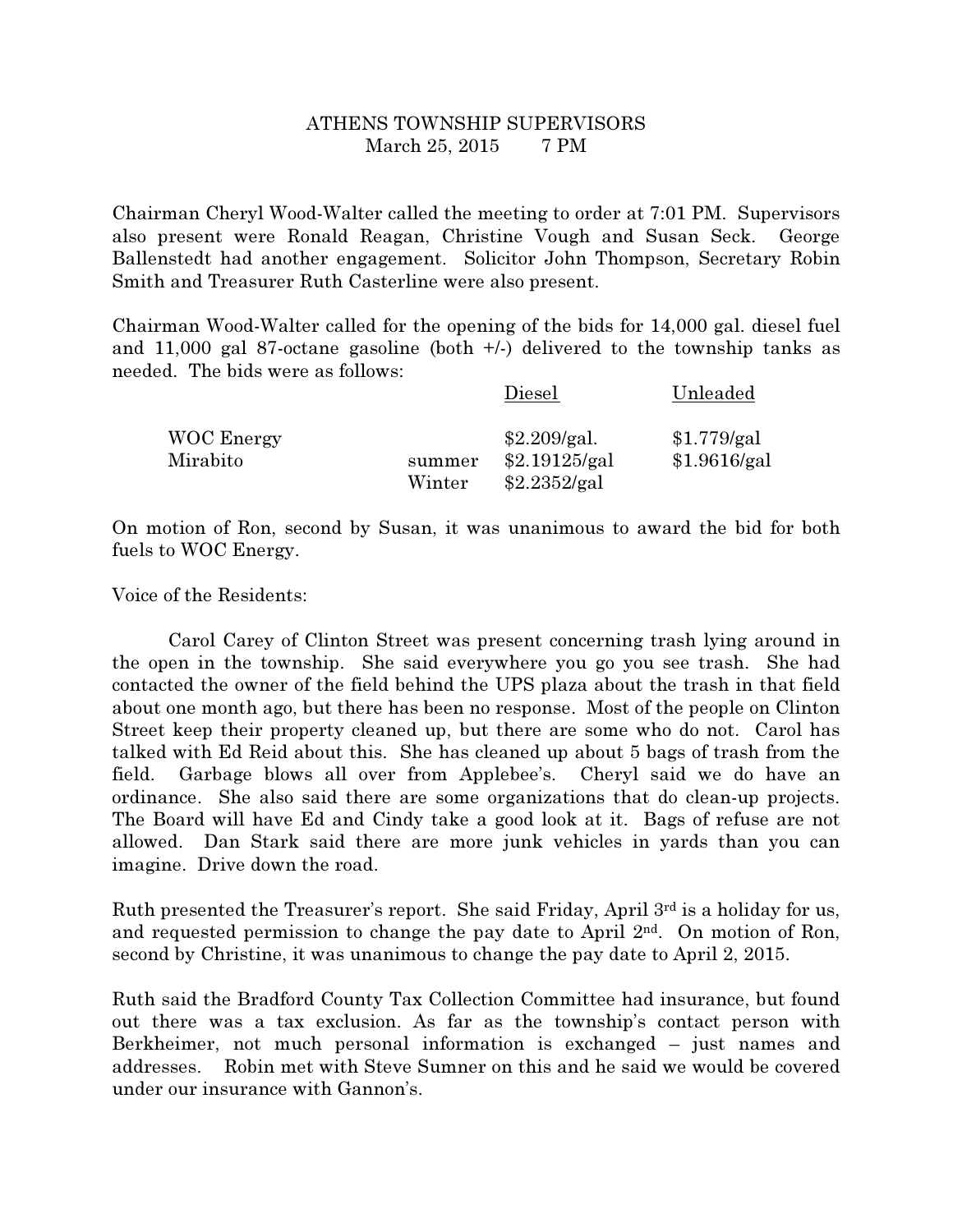# ATHENS TOWNSHIP SUPERVISORS

March 25, 2015     7 PM

Chairman Cheryl Wood-Walter called the meeting to order at 7:01 PM. Supervisors also present were Ronald Reagan, Christine Vough and Susan Seck. George Ballenstedt had another engagement. Solicitor John Thompson, Secretary Robin Smith and Treasurer Ruth Casterline were also present.

Chairman Wood-Walter called for the opening of the bids for 14,000 gal. diesel fuel and 11,000 gal 87-octane gasoline (both +/-) delivered to the township tanks as needed. The bids were as follows:

| | | Diesel | Unleaded |
|---|---|---|---|
| WOC Energy | | $2.209/gal. | $1.779/gal |
| Mirabito | summer | $2.19125/gal | $1.9616/gal |
| | Winter | $2.2352/gal | |

On motion of Ron, second by Susan, it was unanimous to award the bid for both fuels to WOC Energy.

Voice of the Residents:

Carol Carey of Clinton Street was present concerning trash lying around in the open in the township. She said everywhere you go you see trash. She had contacted the owner of the field behind the UPS plaza about the trash in that field about one month ago, but there has been no response. Most of the people on Clinton Street keep their property cleaned up, but there are some who do not. Carol has talked with Ed Reid about this. She has cleaned up about 5 bags of trash from the field. Garbage blows all over from Applebee's. Cheryl said we do have an ordinance. She also said there are some organizations that do clean-up projects. The Board will have Ed and Cindy take a good look at it. Bags of refuse are not allowed. Dan Stark said there are more junk vehicles in yards than you can imagine. Drive down the road.

Ruth presented the Treasurer's report. She said Friday, April 3rd is a holiday for us, and requested permission to change the pay date to April 2nd. On motion of Ron, second by Christine, it was unanimous to change the pay date to April 2, 2015.

Ruth said the Bradford County Tax Collection Committee had insurance, but found out there was a tax exclusion. As far as the township's contact person with Berkheimer, not much personal information is exchanged – just names and addresses. Robin met with Steve Sumner on this and he said we would be covered under our insurance with Gannon's.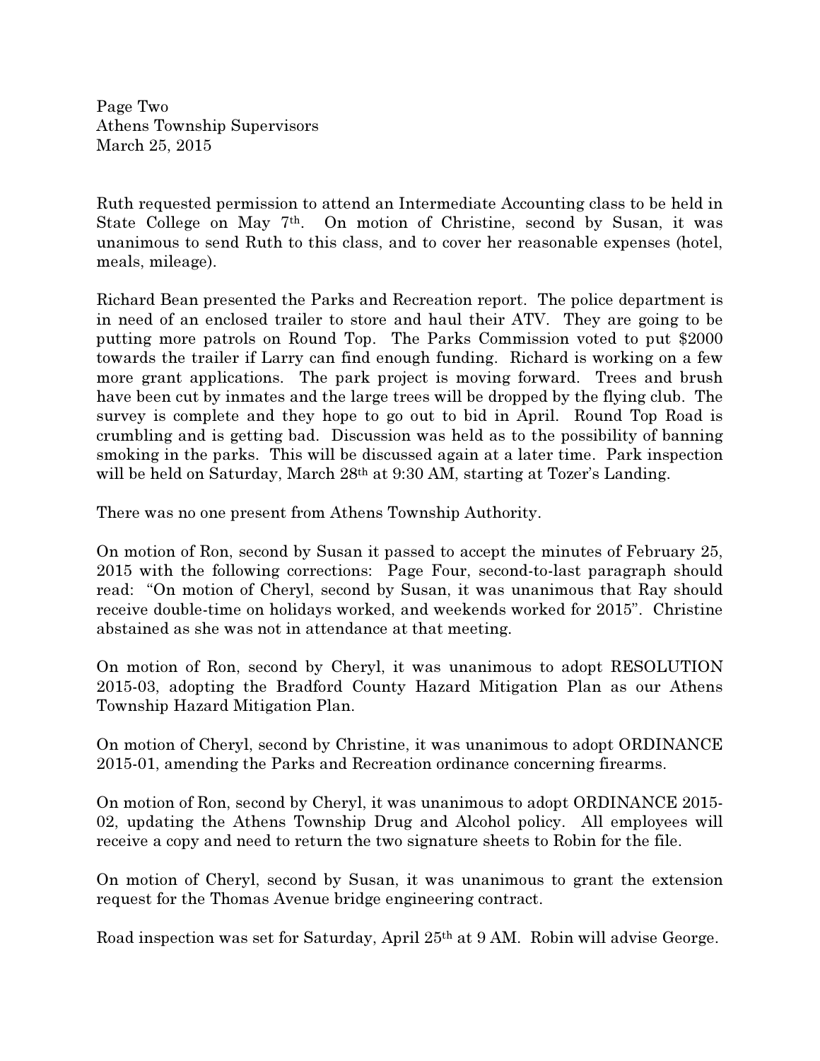Ruth requested permission to attend an Intermediate Accounting class to be held in State College on May 7th. On motion of Christine, second by Susan, it was unanimous to send Ruth to this class, and to cover her reasonable expenses (hotel, meals, mileage).

Richard Bean presented the Parks and Recreation report. The police department is in need of an enclosed trailer to store and haul their ATV. They are going to be putting more patrols on Round Top. The Parks Commission voted to put $2000 towards the trailer if Larry can find enough funding. Richard is working on a few more grant applications. The park project is moving forward. Trees and brush have been cut by inmates and the large trees will be dropped by the flying club. The survey is complete and they hope to go out to bid in April. Round Top Road is crumbling and is getting bad. Discussion was held as to the possibility of banning smoking in the parks. This will be discussed again at a later time. Park inspection will be held on Saturday, March 28th at 9:30 AM, starting at Tozer's Landing.

There was no one present from Athens Township Authority.

On motion of Ron, second by Susan it passed to accept the minutes of February 25, 2015 with the following corrections: Page Four, second-to-last paragraph should read: "On motion of Cheryl, second by Susan, it was unanimous that Ray should receive double-time on holidays worked, and weekends worked for 2015". Christine abstained as she was not in attendance at that meeting.

On motion of Ron, second by Cheryl, it was unanimous to adopt RESOLUTION 2015-03, adopting the Bradford County Hazard Mitigation Plan as our Athens Township Hazard Mitigation Plan.

On motion of Cheryl, second by Christine, it was unanimous to adopt ORDINANCE 2015-01, amending the Parks and Recreation ordinance concerning firearms.

On motion of Ron, second by Cheryl, it was unanimous to adopt ORDINANCE 2015-02, updating the Athens Township Drug and Alcohol policy. All employees will receive a copy and need to return the two signature sheets to Robin for the file.

On motion of Cheryl, second by Susan, it was unanimous to grant the extension request for the Thomas Avenue bridge engineering contract.

Road inspection was set for Saturday, April 25th at 9 AM. Robin will advise George.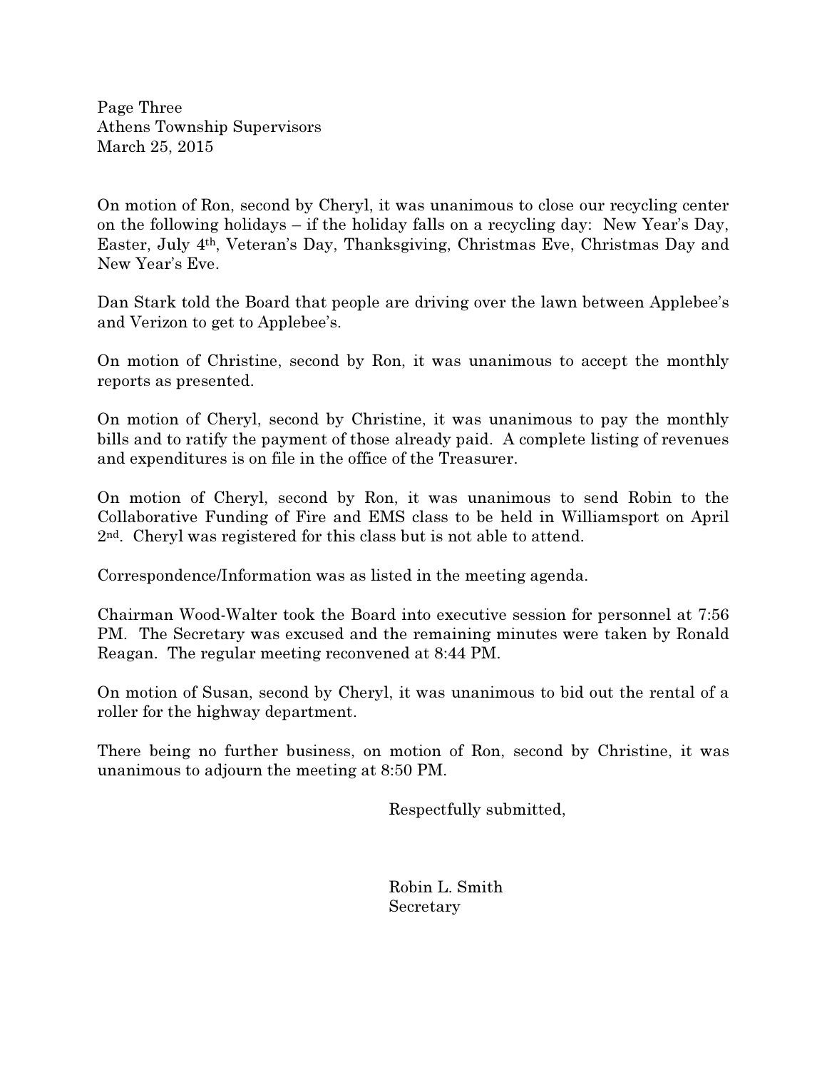On motion of Ron, second by Cheryl, it was unanimous to close our recycling center on the following holidays – if the holiday falls on a recycling day: New Year's Day, Easter, July 4th, Veteran's Day, Thanksgiving, Christmas Eve, Christmas Day and New Year's Eve.

Dan Stark told the Board that people are driving over the lawn between Applebee's and Verizon to get to Applebee's.

On motion of Christine, second by Ron, it was unanimous to accept the monthly reports as presented.

On motion of Cheryl, second by Christine, it was unanimous to pay the monthly bills and to ratify the payment of those already paid. A complete listing of revenues and expenditures is on file in the office of the Treasurer.

On motion of Cheryl, second by Ron, it was unanimous to send Robin to the Collaborative Funding of Fire and EMS class to be held in Williamsport on April 2nd. Cheryl was registered for this class but is not able to attend.

Correspondence/Information was as listed in the meeting agenda.

Chairman Wood-Walter took the Board into executive session for personnel at 7:56 PM. The Secretary was excused and the remaining minutes were taken by Ronald Reagan. The regular meeting reconvened at 8:44 PM.

On motion of Susan, second by Cheryl, it was unanimous to bid out the rental of a roller for the highway department.

There being no further business, on motion of Ron, second by Christine, it was unanimous to adjourn the meeting at 8:50 PM.

Respectfully submitted,

Robin L. Smith
Secretary